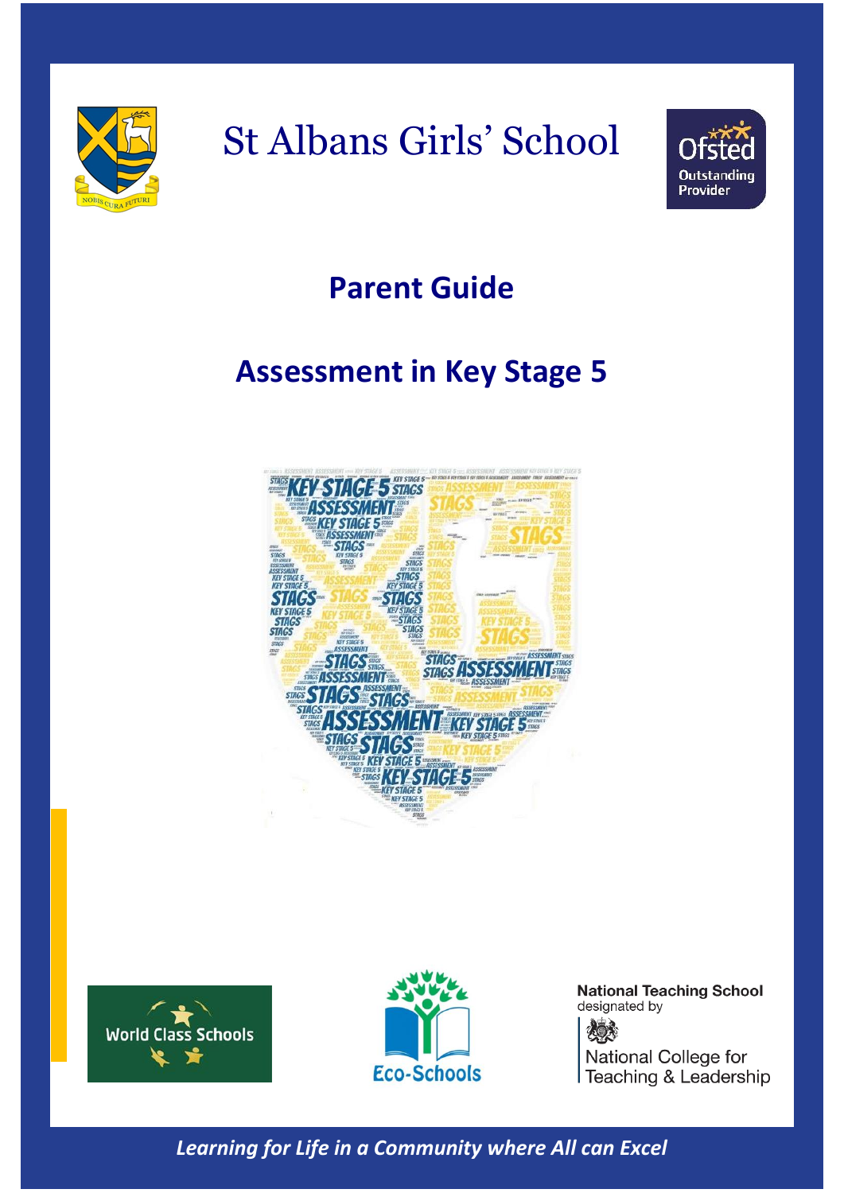# St Albans Girls' School

## Parent Guide

## Assessment in Key Stage 5

World Class Schools

Eco-Schools

National Teaching School designated by National College for Teaching & Leadership

*Learning for Life in a Community where All can Excel*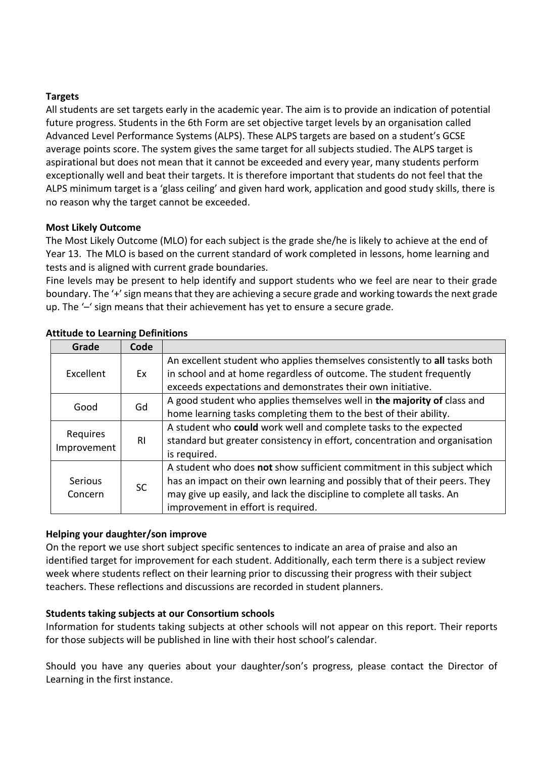**Targets**

All students are set targets early in the academic year. The aim is to provide an indication of potential future progress. Students in the 6th Form are set objective target levels by an organisation called Advanced Level Performance Systems (ALPS). These ALPS targets are based on a student's GCSE average points score. The system gives the same target for all subjects studied. The ALPS target is aspirational but does not mean that it cannot be exceeded and every year, many students perform exceptionally well and beat their targets. It is therefore important that students do not feel that the ALPS minimum target is a 'glass ceiling' and given hard work, application and good study skills, there is no reason why the target cannot be exceeded.

**Most Likely Outcome**

The Most Likely Outcome (MLO) for each subject is the grade she/he is likely to achieve at the end of Year 13. The MLO is based on the current standard of work completed in lessons, home learning and tests and is aligned with current grade boundaries.

Fine levels may be present to help identify and support students who we feel are near to their grade boundary. The '+' sign means that they are achieving a secure grade and working towards the next grade up. The '–' sign means that their achievement has yet to ensure a secure grade.

**Attitude to Learning Definitions**

| Grade | Code | |
|---|---|---|
| Excellent | Ex | An excellent student who applies themselves consistently to **all** tasks both in school and at home regardless of outcome. The student frequently exceeds expectations and demonstrates their own initiative. |
| Good | Gd | A good student who applies themselves well in **the majority of** class and home learning tasks completing them to the best of their ability. |
| Requires Improvement | RI | A student who **could** work well and complete tasks to the expected standard but greater consistency in effort, concentration and organisation is required. |
| Serious Concern | SC | A student who does **not** show sufficient commitment in this subject which has an impact on their own learning and possibly that of their peers. They may give up easily, and lack the discipline to complete all tasks. An improvement in effort is required. |

**Helping your daughter/son improve**

On the report we use short subject specific sentences to indicate an area of praise and also an identified target for improvement for each student. Additionally, each term there is a subject review week where students reflect on their learning prior to discussing their progress with their subject teachers. These reflections and discussions are recorded in student planners.

**Students taking subjects at our Consortium schools**

Information for students taking subjects at other schools will not appear on this report. Their reports for those subjects will be published in line with their host school's calendar.

Should you have any queries about your daughter/son's progress, please contact the Director of Learning in the first instance.